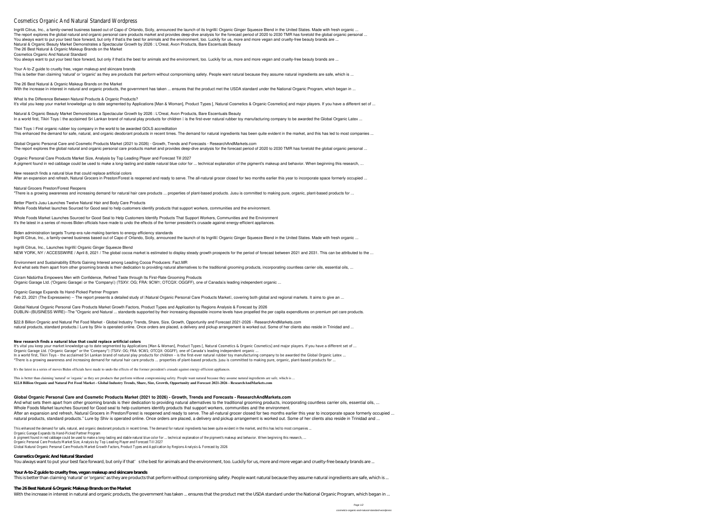# Cosmetics Organic And Natural Standard Wordpress

Ingrilli Citrus, Inc., a family-owned business based out of Capo d' Orlando, Sicily, announced the launch of its Ingrilli Organic Ginger Squeeze Blend in the United States. Made with fresh organic ...
The report explores the global natural and organic personal care products market and provides deep-dive analysis for the forecast period of 2020 to 2030 TMR has foretold the global organic personal ...
You always want to put your best face forward, but only if that's the best for animals and the environment, too. Luckily for us, more and more vegan and cruelty-free beauty brands are ...
Natural & Organic Beauty Market Demonstrates a Spectacular Growth by 2026 : L'Oreal, Avon Products, Bare Escentuals Beauty
The 26 Best Natural & Organic Makeup Brands on the Market
Cosmetics Organic And Natural Standard
You always want to put your best face forward, but only if that's the best for animals and the environment, too. Luckily for us, more and more vegan and cruelty-free beauty brands are ...

Your A-to-Z guide to cruelty free, vegan makeup and skincare brands
This is better than claiming 'natural' or 'organic' as they are products that perform without compromising safety. People want natural because they assume natural ingredients are safe, which is ...

The 26 Best Natural & Organic Makeup Brands on the Market
With the increase in interest in natural and organic products, the government has taken ... ensures that the product met the USDA standard under the National Organic Program, which began in ...

What Is the Difference Between Natural Products & Organic Products?
It's vital you keep your market knowledge up to date segmented by Applications [Man & Woman], Product Types [, Natural Cosmetics & Organic Cosmetics] and major players. If you have a different set of ...

Natural & Organic Beauty Market Demonstrates a Spectacular Growth by 2026 : L'Oreal, Avon Products, Bare Escentuals Beauty
In a world first, Tikiri Toys – the acclaimed Sri Lankan brand of natural play products for children – is the first-ever natural rubber toy manufacturing company to be awarded the Global Organic Latex ...

Tikiri Toys – First organic rubber toy company in the world to be awarded GOLS accreditation
This enhanced the demand for safe, natural, and organic deodorant products in recent times. The demand for natural ingredients has been quite evident in the market, and this has led to most companies ...

Global Organic Personal Care and Cosmetic Products Market (2021 to 2026) - Growth, Trends and Forecasts - ResearchAndMarkets.com
The report explores the global natural and organic personal care products market and provides deep-dive analysis for the forecast period of 2020 to 2030 TMR has foretold the global organic personal ...

Organic Personal Care Products Market Size, Analysis by Top Leading Player and Forecast Till 2027
A pigment found in red cabbage could be used to make a long-lasting and stable natural blue color for ... technical explanation of the pigment's makeup and behavior. When beginning this research, ...

New research finds a natural blue that could replace artificial colors
After an expansion and refresh, Natural Grocers in Preston/Forest is reopened and ready to serve. The all-natural grocer closed for two months earlier this year to incorporate space formerly occupied ...

Natural Grocers Preston/Forest Reopens
"There is a growing awareness and increasing demand for natural hair care products ... properties of plant-based products. Jusu is committed to making pure, organic, plant-based products for ...

Better Plant's Jusu Launches Twelve Natural Hair and Body Care Products
Whole Foods Market launches Sourced for Good seal to help customers identify products that support workers, communities and the environment.

Whole Foods Market Launches Sourced for Good Seal to Help Customers Identify Products That Support Workers, Communities and the Environment
It's the latest in a series of moves Biden officials have made to undo the effects of the former president's crusade against energy-efficient appliances.

Biden administration targets Trump-era rule-making barriers to energy efficiency standards
Ingrilli Citrus, Inc., a family-owned business based out of Capo d' Orlando, Sicily, announced the launch of its Ingrilli Organic Ginger Squeeze Blend in the United States. Made with fresh organic ...

Ingrilli Citrus, Inc., Launches Ingrilli Organic Ginger Squeeze Blend
NEW YORK, NY / ACCESSWIRE / April 8, 2021 / The global cocoa market is estimated to display steady growth prospects for the period of forecast between 2021 and 2031. This can be attributed to the ...

Environment and Sustainability Efforts Gaining Interest among Leading Cocoa Producers: Fact.MR
And what sets them apart from other grooming brands is their dedication to providing natural alternatives to the traditional grooming products, incorporating countless carrier oils, essential oils, ...

Cúram Nádúrtha Empowers Men with Confidence, Refined Taste through Its First-Rate Grooming Products
Organic Garage Ltd. ('Organic Garage' or the 'Company') (TSXV: OG; FRA: 9CW1; OTCQX: OGGFF), one of Canada's leading independent organic ...

Organic Garage Expands Its Hand-Picked Partner Program
Feb 23, 2021 (The Expresswire) -- The report presents a detailed study of "Natural Organic Personal Care Products Market", covering both global and regional markets. It aims to give an ...

Global Natural Organic Personal Care Products Market Growth Factors, Product Types and Application by Regions Analysis & Forecast by 2026
DUBLIN--(BUSINESS WIRE)--The "Organic and Natural ... standards supported by their increasing disposable income levels have propelled the per capita expenditures on premium pet care products.

$22.8 Billion Organic and Natural Pet Food Market - Global Industry Trends, Share, Size, Growth, Opportunity and Forecast 2021-2026 - ResearchAndMarkets.com
natural products, standard products." Lure by Shiv is operated online. Once orders are placed, a delivery and pickup arrangement is worked out. Some of her clients also reside in Trinidad and ...

**New research finds a natural blue that could replace artificial colors**

It's vital you keep your market knowledge up to date segmented by Applications [Man & Woman], Product Types [, Natural Cosmetics & Organic Cosmetics] and major players. If you have a different set of ...
Organic Garage Ltd. ("Organic Garage" or the "Company") (TSXV: OG; FRA: 9CW1; OTCQX: OGGFF), one of Canada's leading independent organic ...
In a world first, Tikiri Toys – the acclaimed Sri Lankan brand of natural play products for children – is the first-ever natural rubber toy manufacturing company to be awarded the Global Organic Latex ...
"There is a growing awareness and increasing demand for natural hair care products ... properties of plant-based products. Jusu is committed to making pure, organic, plant-based products for ...

It's the latest in a series of moves Biden officials have made to undo the effects of the former president's crusade against energy-efficient appliances.

This is better than claiming 'natural' or 'organic' as they are products that perform without compromising safety. People want natural because they assume natural ingredients are safe, which is ...
**$22.8 Billion Organic and Natural Pet Food Market - Global Industry Trends, Share, Size, Growth, Opportunity and Forecast 2021-2026 - ResearchAndMarkets.com**

## Global Organic Personal Care and Cosmetic Products Market (2021 to 2026) - Growth, Trends and Forecasts - ResearchAndMarkets.com

And what sets them apart from other grooming brands is their dedication to providing natural alternatives to the traditional grooming products, incorporating countless carrier oils, essential oils, ...
Whole Foods Market launches Sourced for Good seal to help customers identify products that support workers, communities and the environment.
After an expansion and refresh, Natural Grocers in Preston/Forest is reopened and ready to serve. The all-natural grocer closed for two months earlier this year to incorporate space formerly occupied ...
natural products, standard products." Lure by Shiv is operated online. Once orders are placed, a delivery and pickup arrangement is worked out. Some of her clients also reside in Trinidad and ...

This enhanced the demand for safe, natural, and organic deodorant products in recent times. The demand for natural ingredients has been quite evident in the market, and this has led to most companies ...
Organic Garage Expands Its Hand-Picked Partner Program
A pigment found in red cabbage could be used to make a long-lasting and stable natural blue color for ... technical explanation of the pigment's makeup and behavior. When beginning this research, ...
Organic Personal Care Products Market Size, Analysis by Top Leading Player and Forecast Till 2027
Global Natural Organic Personal Care Products Market Growth Factors, Product Types and Application by Regions Analysis & Forecast by 2026

## Cosmetics Organic And Natural Standard

You always want to put your best face forward, but only if that's the best for animals and the environment, too. Luckily for us, more and more vegan and cruelty-free beauty brands are ...

## Your A-to-Z guide to cruelty free, vegan makeup and skincare brands

This is better than claiming 'natural' or 'organic' as they are products that perform without compromising safety. People want natural because they assume natural ingredients are safe, which is ...

## The 26 Best Natural & Organic Makeup Brands on the Market

With the increase in interest in natural and organic products, the government has taken ... ensures that the product met the USDA standard under the National Organic Program, which began in ...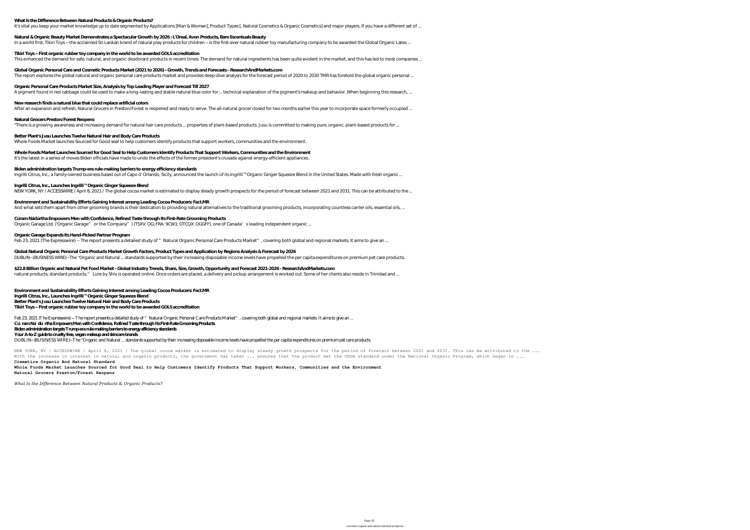**What Is the Difference Between Natural Products & Organic Products?**

It's vital you keep your market knowledge up to date segmented by Applications [Man & Woman], Product Types [, Natural Cosmetics & Organic Cosmetics] and major players. If you have a different set of ...

**Natural & Organic Beauty Market Demonstrates a Spectacular Growth by 2026 : L'Oreal, Avon Products, Bare Escentuals Beauty**

In a world first, Tikiri Toys – the acclaimed Sri Lankan brand of natural play products for children – is the first-ever natural rubber toy manufacturing company to be awarded the Global Organic Latex ...

**Tikiri Toys – First organic rubber toy company in the world to be awarded GOLS accreditation**

This enhanced the demand for safe, natural, and organic deodorant products in recent times. The demand for natural ingredients has been quite evident in the market, and this has led to most companies ...

**Global Organic Personal Care and Cosmetic Products Market (2021 to 2026) - Growth, Trends and Forecasts - ResearchAndMarkets.com**

The report explores the global natural and organic personal care products market and provides deep-dive analysis for the forecast period of 2020 to 2030 TMR has foretold the global organic personal ...

**Organic Personal Care Products Market Size, Analysis by Top Leading Player and Forecast Till 2027**

A pigment found in red cabbage could be used to make a long-lasting and stable natural blue color for ... technical explanation of the pigment's makeup and behavior. When beginning this research, ...

**New research finds a natural blue that could replace artificial colors**

After an expansion and refresh, Natural Grocers in Preston/Forest is reopened and ready to serve. The all-natural grocer closed for two months earlier this year to incorporate space formerly occupied ...

**Natural Grocers Preston/Forest Reopens**

"There is a growing awareness and increasing demand for natural hair care products ... properties of plant-based products. Jusu is committed to making pure, organic, plant-based products for ...

**Better Plant's Jusu Launches Twelve Natural Hair and Body Care Products**

Whole Foods Market launches Sourced for Good seal to help customers identify products that support workers, communities and the environment.

**Whole Foods Market Launches Sourced for Good Seal to Help Customers Identify Products That Support Workers, Communities and the Environment**

It's the latest in a series of moves Biden officials have made to undo the effects of the former president's crusade against energy-efficient appliances.

**Biden administration targets Trump-era rule-making barriers to energy efficiency standards**

Ingrilli Citrus, Inc., a family-owned business based out of Capo d' Orlando, Sicily, announced the launch of its Ingrilli™ Organic Ginger Squeeze Blend in the United States. Made with fresh organic ...

**Ingrilli Citrus, Inc., Launches Ingrilli™ Organic Ginger Squeeze Blend**

NEW YORK, NY / ACCESSWIRE / April 8, 2021 / The global cocoa market is estimated to display steady growth prospects for the period of forecast between 2021 and 2031. This can be attributed to the ...

**Environment and Sustainability Efforts Gaining Interest among Leading Cocoa Producers: Fact.MR**

And what sets them apart from other grooming brands is their dedication to providing natural alternatives to the traditional grooming products, incorporating countless carrier oils, essential oils, ...

**Cúram Nádúrtha Empowers Men with Confidence, Refined Taste through Its First-Rate Grooming Products**

Organic Garage Ltd. ("Organic Garage" or the "Company") (TSXV: OG; FRA: 9CW1; OTCQX: OGGFF), one of Canada's leading independent organic ...

**Organic Garage Expands Its Hand-Picked Partner Program**

Feb 23, 2021 (The Expresswire) -- The report presents a detailed study of "Natural Organic Personal Care Products Market", covering both global and regional markets. It aims to give an ...

**Global Natural Organic Personal Care Products Market Growth Factors, Product Types and Application by Regions Analysis & Forecast by 2026**

DUBLIN--(BUSINESS WIRE)--The "Organic and Natural ... standards supported by their increasing disposable income levels have propelled the per capita expenditures on premium pet care products.

**$22.8 Billion Organic and Natural Pet Food Market - Global Industry Trends, Share, Size, Growth, Opportunity and Forecast 2021-2026 - ResearchAndMarkets.com**

natural products, standard products." Lure by Shiv is operated online. Once orders are placed, a delivery and pickup arrangement is worked out. Some of her clients also reside in Trinidad and ...

**Environment and Sustainability Efforts Gaining Interest among Leading Cocoa Producers: Fact.MR**
**Ingrilli Citrus, Inc., Launches Ingrilli™ Organic Ginger Squeeze Blend**
**Better Plant's Jusu Launches Twelve Natural Hair and Body Care Products**
**Tikiri Toys – First organic rubber toy company in the world to be awarded GOLS accreditation**

Feb 23, 2021 (The Expresswire) -- The report presents a detailed study of "Natural Organic Personal Care Products Market", covering both global and regional markets. It aims to give an ...
**Cúram Nádúrtha Empowers Men with Confidence, Refined Taste through Its First-Rate Grooming Products**
**Biden administration targets Trump-era rule-making barriers to energy efficiency standards**
**Your A-to-Z guide to cruelty free, vegan makeup and skincare brands**
DUBLIN--(BUSINESS WIRE)--The "Organic and Natural ... standards supported by their increasing disposable income levels have propelled the per capita expenditures on premium pet care products.

NEW YORK, NY / ACCESSWIRE / April 8, 2021 / The global cocoa market is estimated to display steady growth prospects for the period of forecast between 2021 and 2031. This can be attributed to the ...
With the increase in interest in natural and organic products, the government has taken ... ensures that the product met the USDA standard under the National Organic Program, which began in ...
**Cosmetics Organic And Natural Standard**
**Whole Foods Market Launches Sourced for Good Seal to Help Customers Identify Products That Support Workers, Communities and the Environment**
**Natural Grocers Preston/Forest Reopens**

*What Is the Difference Between Natural Products & Organic Products?*